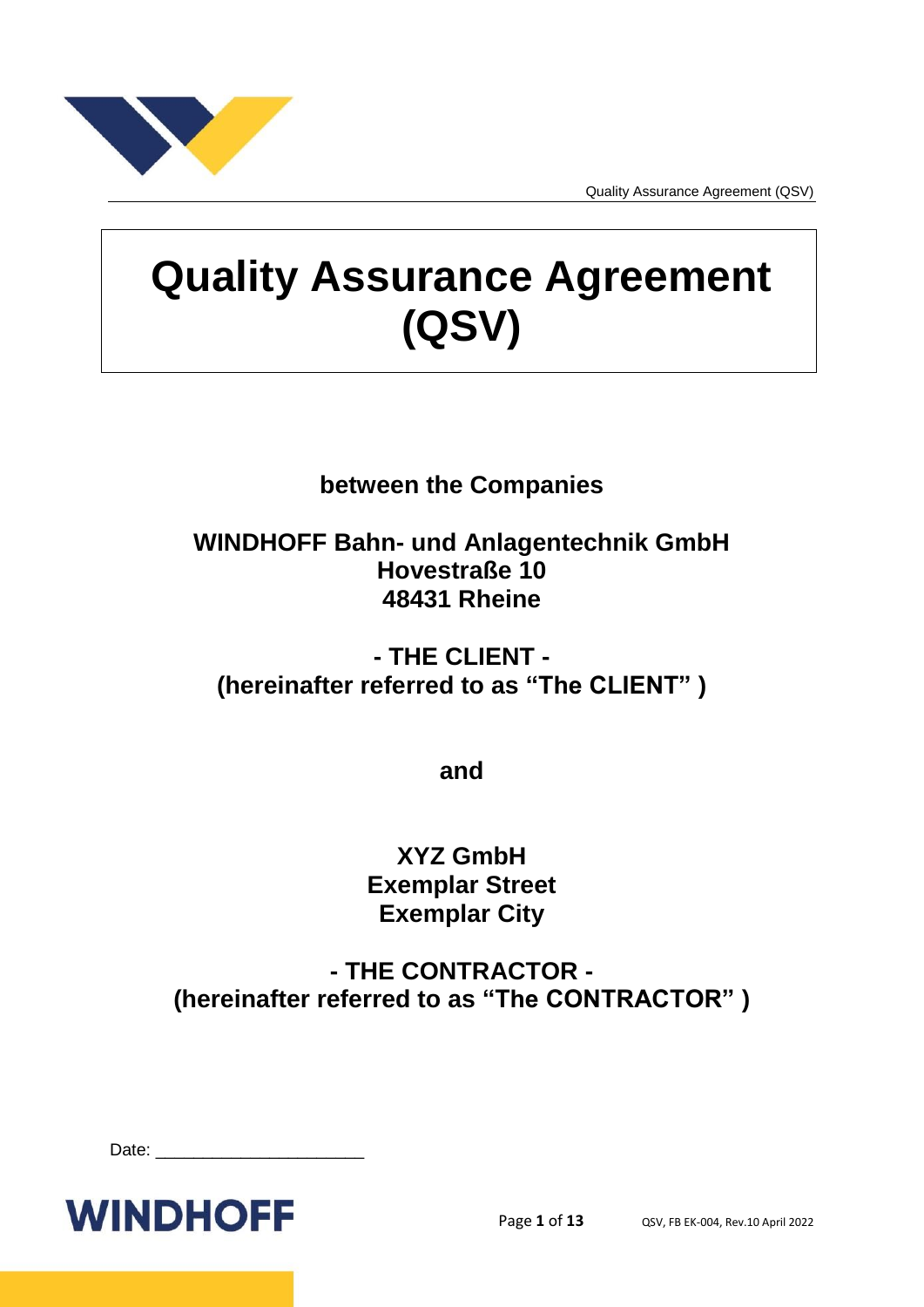# Quality Assurance Agreement (QSV)

**between the Companies**

**WINDHOFF Bahn- und Anlagentechnik GmbH**
**Hovestraße 10**
**48431 Rheine**

**- THE CLIENT -**
**(hereinafter referred to as "The CLIENT" )**

**and**

**XYZ GmbH**
**Exemplar Street**
**Exemplar City**

**- THE CONTRACTOR -**
**(hereinafter referred to as "The CONTRACTOR" )**

Date: _____________________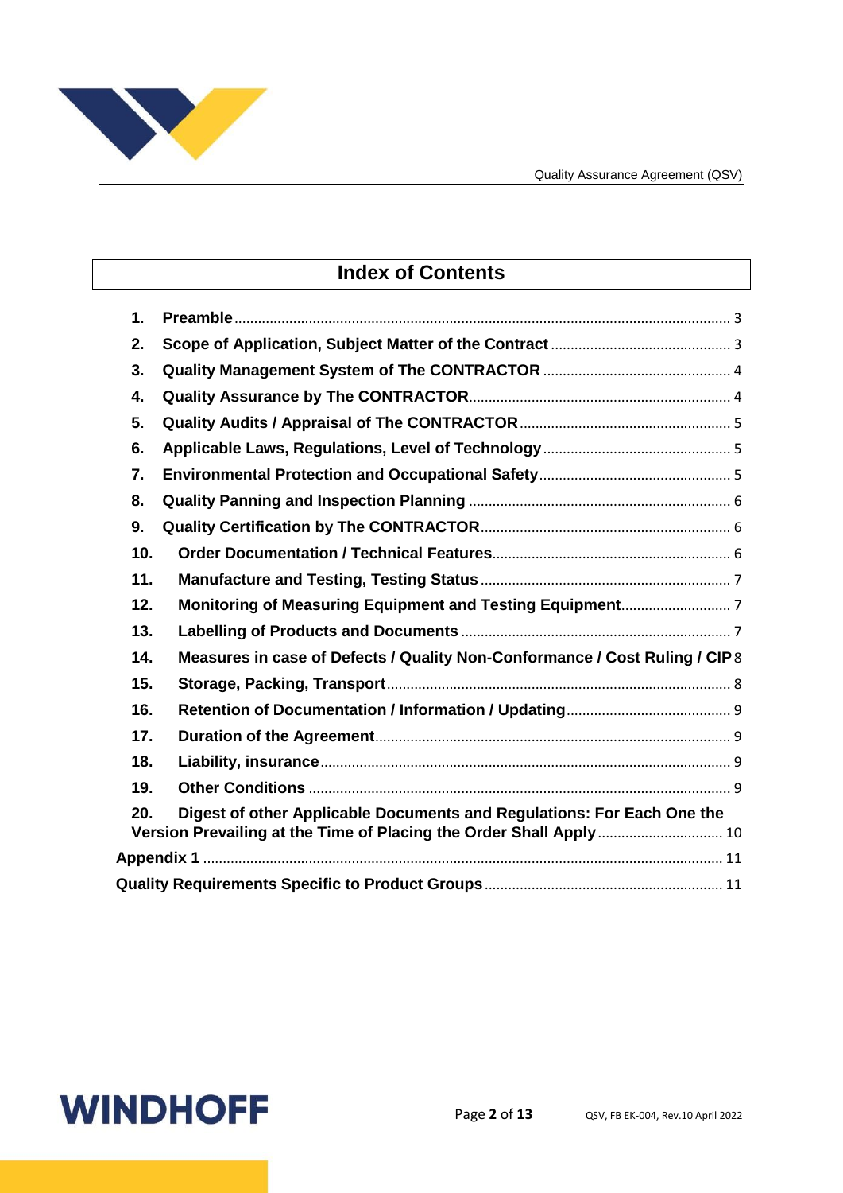## Index of Contents

1. **Preamble** .......... 3
2. **Scope of Application, Subject Matter of the Contract** .......... 3
3. **Quality Management System of The CONTRACTOR** .......... 4
4. **Quality Assurance by The CONTRACTOR** .......... 4
5. **Quality Audits / Appraisal of The CONTRACTOR** .......... 5
6. **Applicable Laws, Regulations, Level of Technology** .......... 5
7. **Environmental Protection and Occupational Safety** .......... 5
8. **Quality Panning and Inspection Planning** .......... 6
9. **Quality Certification by The CONTRACTOR** .......... 6
10. **Order Documentation / Technical Features** .......... 6
11. **Manufacture and Testing, Testing Status** .......... 7
12. **Monitoring of Measuring Equipment and Testing Equipment** .......... 7
13. **Labelling of Products and Documents** .......... 7
14. **Measures in case of Defects / Quality Non-Conformance / Cost Ruling / CIP** 8
15. **Storage, Packing, Transport** .......... 8
16. **Retention of Documentation / Information / Updating** .......... 9
17. **Duration of the Agreement** .......... 9
18. **Liability, insurance** .......... 9
19. **Other Conditions** .......... 9
20. **Digest of other Applicable Documents and Regulations: For Each One the Version Prevailing at the Time of Placing the Order Shall Apply** .......... 10

**Appendix 1** .......... 11

**Quality Requirements Specific to Product Groups** .......... 11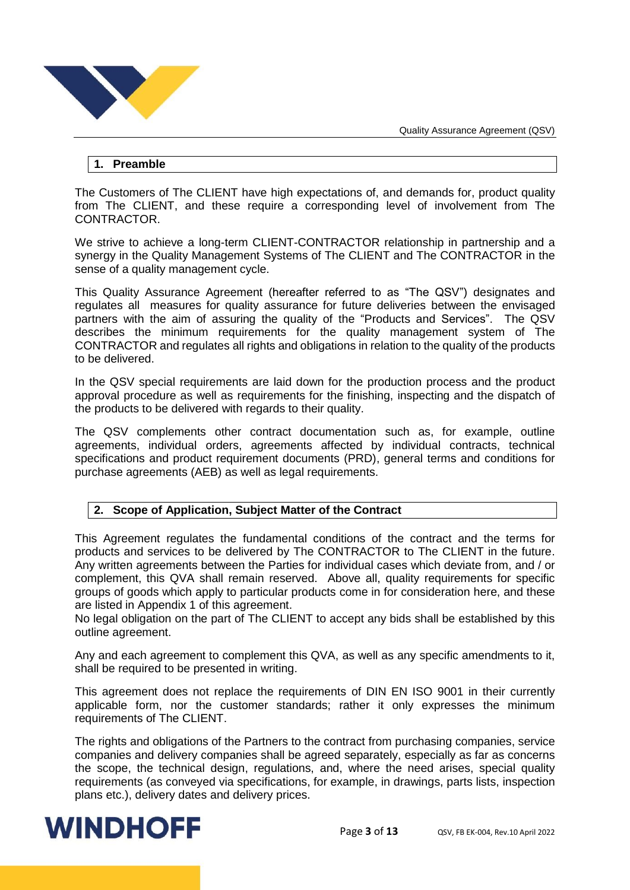## 1. Preamble

The Customers of The CLIENT have high expectations of, and demands for, product quality from The CLIENT, and these require a corresponding level of involvement from The CONTRACTOR.

We strive to achieve a long-term CLIENT-CONTRACTOR relationship in partnership and a synergy in the Quality Management Systems of The CLIENT and The CONTRACTOR in the sense of a quality management cycle.

This Quality Assurance Agreement (hereafter referred to as "The QSV") designates and regulates all measures for quality assurance for future deliveries between the envisaged partners with the aim of assuring the quality of the "Products and Services". The QSV describes the minimum requirements for the quality management system of The CONTRACTOR and regulates all rights and obligations in relation to the quality of the products to be delivered.

In the QSV special requirements are laid down for the production process and the product approval procedure as well as requirements for the finishing, inspecting and the dispatch of the products to be delivered with regards to their quality.

The QSV complements other contract documentation such as, for example, outline agreements, individual orders, agreements affected by individual contracts, technical specifications and product requirement documents (PRD), general terms and conditions for purchase agreements (AEB) as well as legal requirements.

## 2. Scope of Application, Subject Matter of the Contract

This Agreement regulates the fundamental conditions of the contract and the terms for products and services to be delivered by The CONTRACTOR to The CLIENT in the future. Any written agreements between the Parties for individual cases which deviate from, and / or complement, this QVA shall remain reserved. Above all, quality requirements for specific groups of goods which apply to particular products come in for consideration here, and these are listed in Appendix 1 of this agreement.
No legal obligation on the part of The CLIENT to accept any bids shall be established by this outline agreement.

Any and each agreement to complement this QVA, as well as any specific amendments to it, shall be required to be presented in writing.

This agreement does not replace the requirements of DIN EN ISO 9001 in their currently applicable form, nor the customer standards; rather it only expresses the minimum requirements of The CLIENT.

The rights and obligations of the Partners to the contract from purchasing companies, service companies and delivery companies shall be agreed separately, especially as far as concerns the scope, the technical design, regulations, and, where the need arises, special quality requirements (as conveyed via specifications, for example, in drawings, parts lists, inspection plans etc.), delivery dates and delivery prices.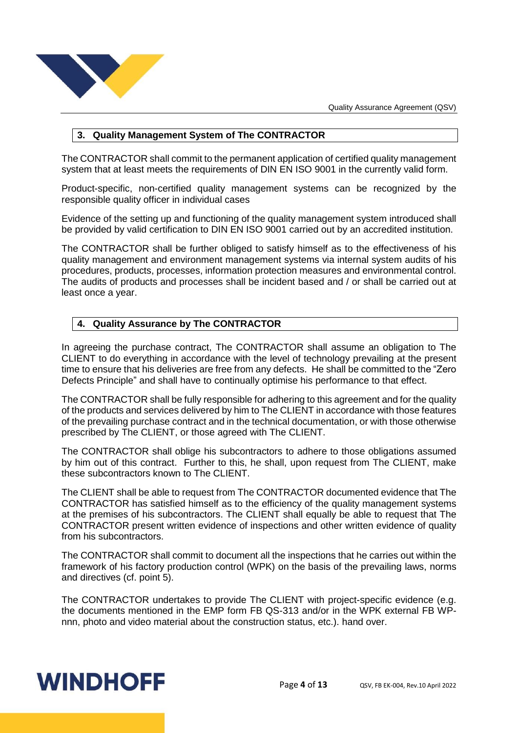## 3. Quality Management System of The CONTRACTOR

The CONTRACTOR shall commit to the permanent application of certified quality management system that at least meets the requirements of DIN EN ISO 9001 in the currently valid form.

Product-specific, non-certified quality management systems can be recognized by the responsible quality officer in individual cases

Evidence of the setting up and functioning of the quality management system introduced shall be provided by valid certification to DIN EN ISO 9001 carried out by an accredited institution.

The CONTRACTOR shall be further obliged to satisfy himself as to the effectiveness of his quality management and environment management systems via internal system audits of his procedures, products, processes, information protection measures and environmental control. The audits of products and processes shall be incident based and / or shall be carried out at least once a year.

## 4. Quality Assurance by The CONTRACTOR

In agreeing the purchase contract, The CONTRACTOR shall assume an obligation to The CLIENT to do everything in accordance with the level of technology prevailing at the present time to ensure that his deliveries are free from any defects. He shall be committed to the "Zero Defects Principle" and shall have to continually optimise his performance to that effect.

The CONTRACTOR shall be fully responsible for adhering to this agreement and for the quality of the products and services delivered by him to The CLIENT in accordance with those features of the prevailing purchase contract and in the technical documentation, or with those otherwise prescribed by The CLIENT, or those agreed with The CLIENT.

The CONTRACTOR shall oblige his subcontractors to adhere to those obligations assumed by him out of this contract. Further to this, he shall, upon request from The CLIENT, make these subcontractors known to The CLIENT.

The CLIENT shall be able to request from The CONTRACTOR documented evidence that The CONTRACTOR has satisfied himself as to the efficiency of the quality management systems at the premises of his subcontractors. The CLIENT shall equally be able to request that The CONTRACTOR present written evidence of inspections and other written evidence of quality from his subcontractors.

The CONTRACTOR shall commit to document all the inspections that he carries out within the framework of his factory production control (WPK) on the basis of the prevailing laws, norms and directives (cf. point 5).

The CONTRACTOR undertakes to provide The CLIENT with project-specific evidence (e.g. the documents mentioned in the EMP form FB QS-313 and/or in the WPK external FB WP-nnn, photo and video material about the construction status, etc.). hand over.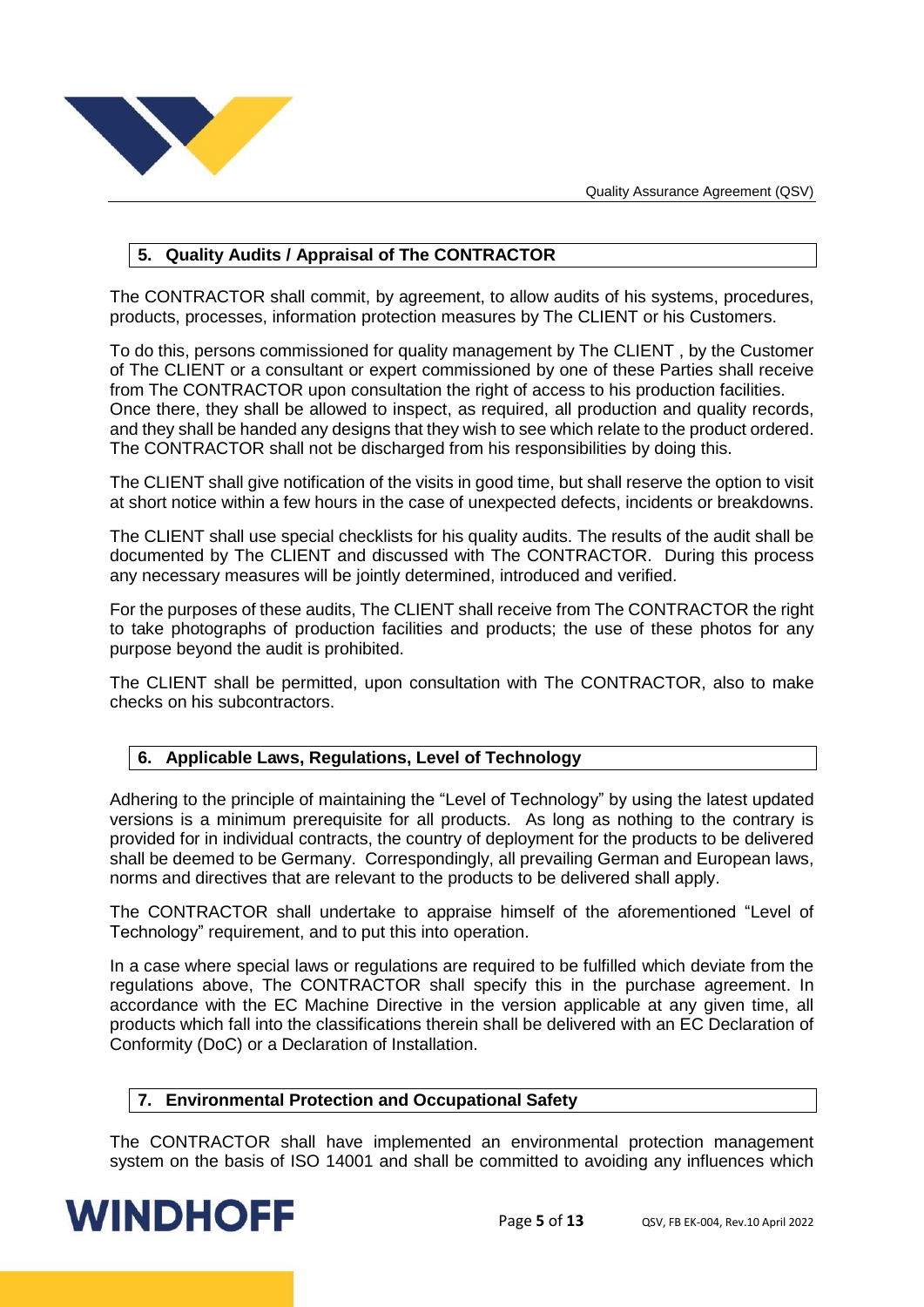## 5. Quality Audits / Appraisal of The CONTRACTOR

The CONTRACTOR shall commit, by agreement, to allow audits of his systems, procedures, products, processes, information protection measures by The CLIENT or his Customers.

To do this, persons commissioned for quality management by The CLIENT , by the Customer of The CLIENT or a consultant or expert commissioned by one of these Parties shall receive from The CONTRACTOR upon consultation the right of access to his production facilities. Once there, they shall be allowed to inspect, as required, all production and quality records, and they shall be handed any designs that they wish to see which relate to the product ordered. The CONTRACTOR shall not be discharged from his responsibilities by doing this.

The CLIENT shall give notification of the visits in good time, but shall reserve the option to visit at short notice within a few hours in the case of unexpected defects, incidents or breakdowns.

The CLIENT shall use special checklists for his quality audits. The results of the audit shall be documented by The CLIENT and discussed with The CONTRACTOR. During this process any necessary measures will be jointly determined, introduced and verified.

For the purposes of these audits, The CLIENT shall receive from The CONTRACTOR the right to take photographs of production facilities and products; the use of these photos for any purpose beyond the audit is prohibited.

The CLIENT shall be permitted, upon consultation with The CONTRACTOR, also to make checks on his subcontractors.

## 6. Applicable Laws, Regulations, Level of Technology

Adhering to the principle of maintaining the "Level of Technology" by using the latest updated versions is a minimum prerequisite for all products. As long as nothing to the contrary is provided for in individual contracts, the country of deployment for the products to be delivered shall be deemed to be Germany. Correspondingly, all prevailing German and European laws, norms and directives that are relevant to the products to be delivered shall apply.

The CONTRACTOR shall undertake to appraise himself of the aforementioned "Level of Technology" requirement, and to put this into operation.

In a case where special laws or regulations are required to be fulfilled which deviate from the regulations above, The CONTRACTOR shall specify this in the purchase agreement. In accordance with the EC Machine Directive in the version applicable at any given time, all products which fall into the classifications therein shall be delivered with an EC Declaration of Conformity (DoC) or a Declaration of Installation.

## 7. Environmental Protection and Occupational Safety

The CONTRACTOR shall have implemented an environmental protection management system on the basis of ISO 14001 and shall be committed to avoiding any influences which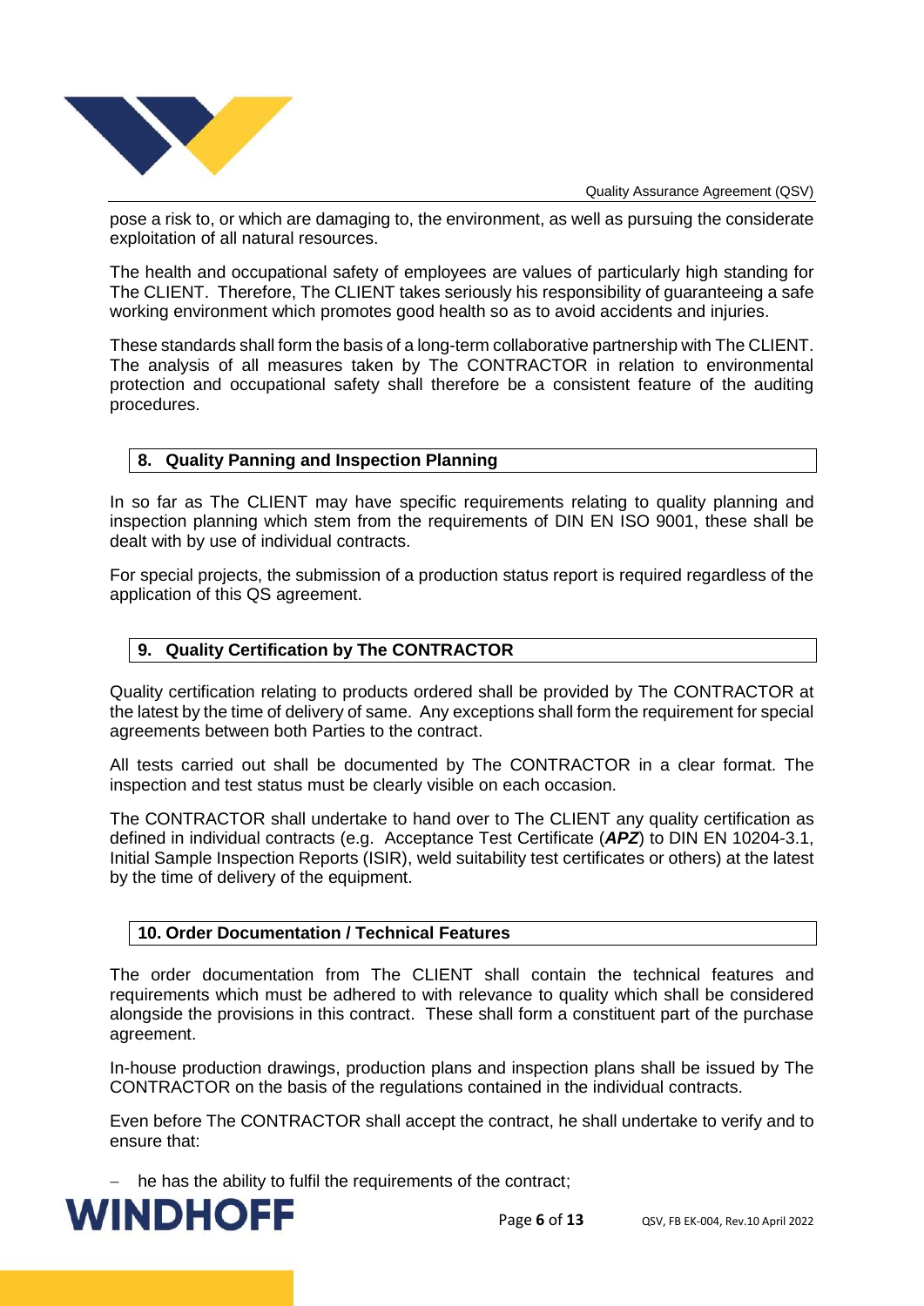pose a risk to, or which are damaging to, the environment, as well as pursuing the considerate exploitation of all natural resources.

The health and occupational safety of employees are values of particularly high standing for The CLIENT. Therefore, The CLIENT takes seriously his responsibility of guaranteeing a safe working environment which promotes good health so as to avoid accidents and injuries.

These standards shall form the basis of a long-term collaborative partnership with The CLIENT. The analysis of all measures taken by The CONTRACTOR in relation to environmental protection and occupational safety shall therefore be a consistent feature of the auditing procedures.

## 8. Quality Panning and Inspection Planning

In so far as The CLIENT may have specific requirements relating to quality planning and inspection planning which stem from the requirements of DIN EN ISO 9001, these shall be dealt with by use of individual contracts.

For special projects, the submission of a production status report is required regardless of the application of this QS agreement.

## 9. Quality Certification by The CONTRACTOR

Quality certification relating to products ordered shall be provided by The CONTRACTOR at the latest by the time of delivery of same. Any exceptions shall form the requirement for special agreements between both Parties to the contract.

All tests carried out shall be documented by The CONTRACTOR in a clear format. The inspection and test status must be clearly visible on each occasion.

The CONTRACTOR shall undertake to hand over to The CLIENT any quality certification as defined in individual contracts (e.g. Acceptance Test Certificate (***APZ***) to DIN EN 10204-3.1, Initial Sample Inspection Reports (ISIR), weld suitability test certificates or others) at the latest by the time of delivery of the equipment.

## 10. Order Documentation / Technical Features

The order documentation from The CLIENT shall contain the technical features and requirements which must be adhered to with relevance to quality which shall be considered alongside the provisions in this contract. These shall form a constituent part of the purchase agreement.

In-house production drawings, production plans and inspection plans shall be issued by The CONTRACTOR on the basis of the regulations contained in the individual contracts.

Even before The CONTRACTOR shall accept the contract, he shall undertake to verify and to ensure that:

- he has the ability to fulfil the requirements of the contract;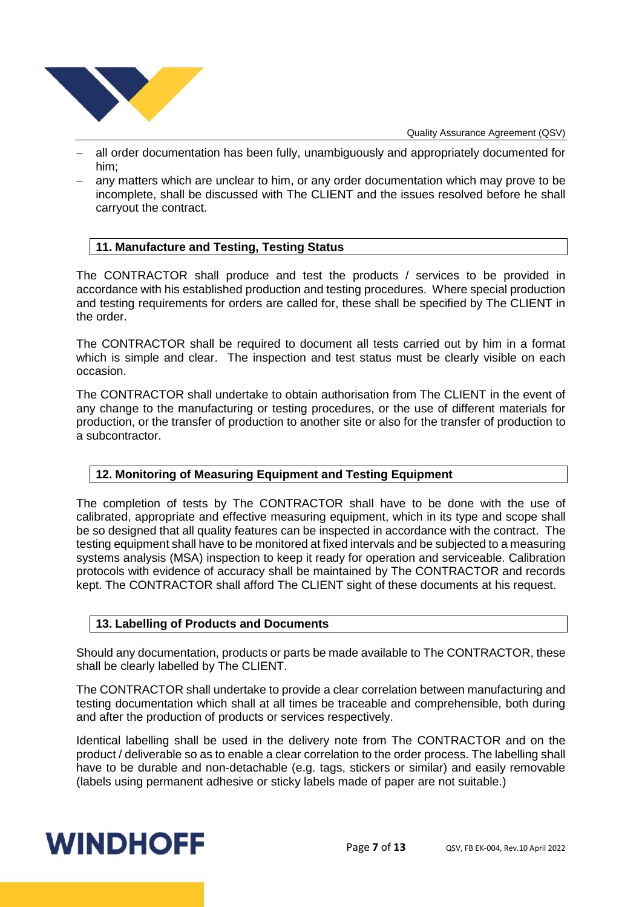- all order documentation has been fully, unambiguously and appropriately documented for him;
- any matters which are unclear to him, or any order documentation which may prove to be incomplete, shall be discussed with The CLIENT and the issues resolved before he shall carryout the contract.

## 11. Manufacture and Testing, Testing Status

The CONTRACTOR shall produce and test the products / services to be provided in accordance with his established production and testing procedures. Where special production and testing requirements for orders are called for, these shall be specified by The CLIENT in the order.

The CONTRACTOR shall be required to document all tests carried out by him in a format which is simple and clear. The inspection and test status must be clearly visible on each occasion.

The CONTRACTOR shall undertake to obtain authorisation from The CLIENT in the event of any change to the manufacturing or testing procedures, or the use of different materials for production, or the transfer of production to another site or also for the transfer of production to a subcontractor.

## 12. Monitoring of Measuring Equipment and Testing Equipment

The completion of tests by The CONTRACTOR shall have to be done with the use of calibrated, appropriate and effective measuring equipment, which in its type and scope shall be so designed that all quality features can be inspected in accordance with the contract. The testing equipment shall have to be monitored at fixed intervals and be subjected to a measuring systems analysis (MSA) inspection to keep it ready for operation and serviceable. Calibration protocols with evidence of accuracy shall be maintained by The CONTRACTOR and records kept. The CONTRACTOR shall afford The CLIENT sight of these documents at his request.

## 13. Labelling of Products and Documents

Should any documentation, products or parts be made available to The CONTRACTOR, these shall be clearly labelled by The CLIENT.

The CONTRACTOR shall undertake to provide a clear correlation between manufacturing and testing documentation which shall at all times be traceable and comprehensible, both during and after the production of products or services respectively.

Identical labelling shall be used in the delivery note from The CONTRACTOR and on the product / deliverable so as to enable a clear correlation to the order process. The labelling shall have to be durable and non-detachable (e.g. tags, stickers or similar) and easily removable (labels using permanent adhesive or sticky labels made of paper are not suitable.)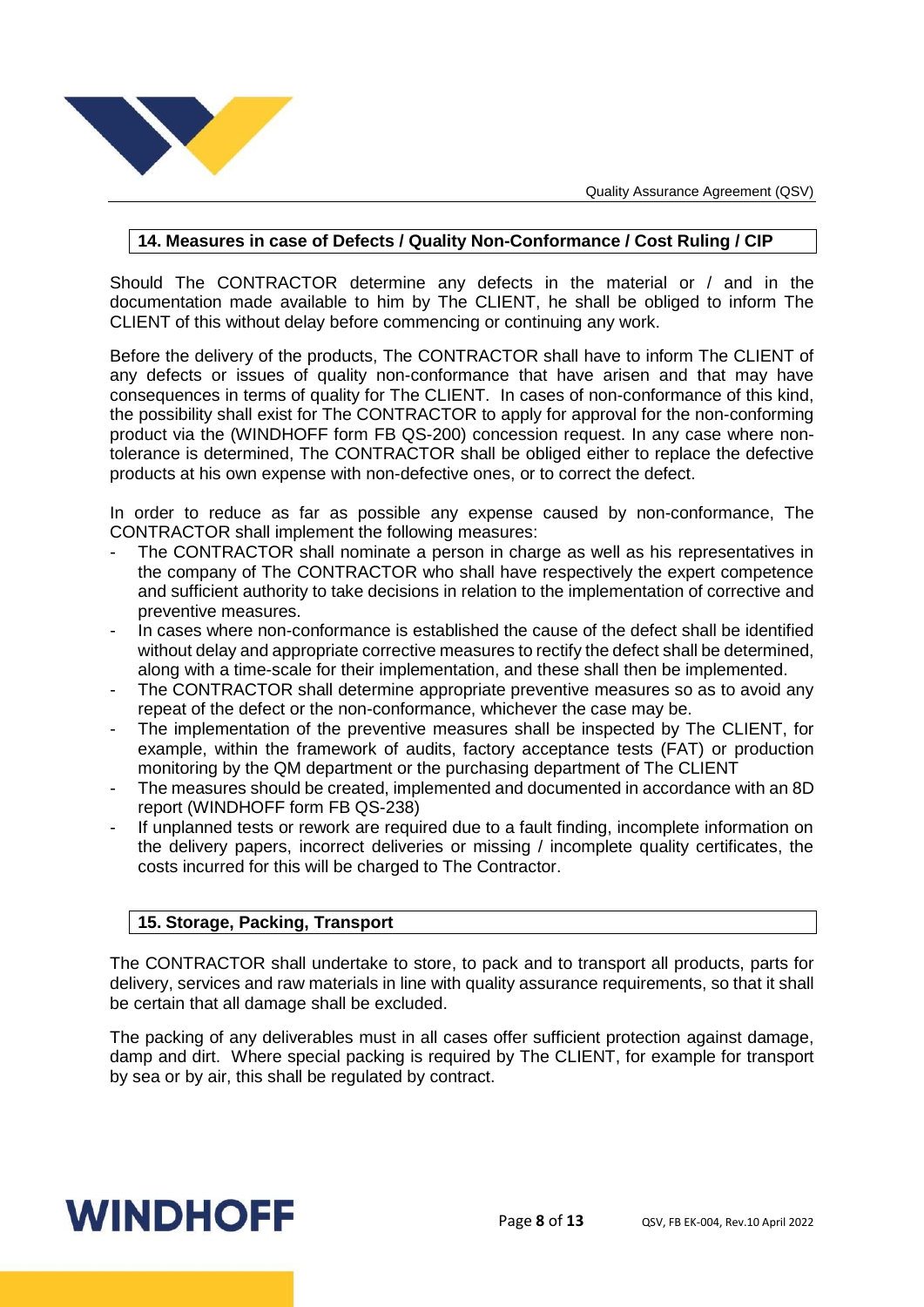## 14. Measures in case of Defects / Quality Non-Conformance / Cost Ruling / CIP

Should The CONTRACTOR determine any defects in the material or / and in the documentation made available to him by The CLIENT, he shall be obliged to inform The CLIENT of this without delay before commencing or continuing any work.

Before the delivery of the products, The CONTRACTOR shall have to inform The CLIENT of any defects or issues of quality non-conformance that have arisen and that may have consequences in terms of quality for The CLIENT. In cases of non-conformance of this kind, the possibility shall exist for The CONTRACTOR to apply for approval for the non-conforming product via the (WINDHOFF form FB QS-200) concession request. In any case where non-tolerance is determined, The CONTRACTOR shall be obliged either to replace the defective products at his own expense with non-defective ones, or to correct the defect.

In order to reduce as far as possible any expense caused by non-conformance, The CONTRACTOR shall implement the following measures:

- The CONTRACTOR shall nominate a person in charge as well as his representatives in the company of The CONTRACTOR who shall have respectively the expert competence and sufficient authority to take decisions in relation to the implementation of corrective and preventive measures.
- In cases where non-conformance is established the cause of the defect shall be identified without delay and appropriate corrective measures to rectify the defect shall be determined, along with a time-scale for their implementation, and these shall then be implemented.
- The CONTRACTOR shall determine appropriate preventive measures so as to avoid any repeat of the defect or the non-conformance, whichever the case may be.
- The implementation of the preventive measures shall be inspected by The CLIENT, for example, within the framework of audits, factory acceptance tests (FAT) or production monitoring by the QM department or the purchasing department of The CLIENT
- The measures should be created, implemented and documented in accordance with an 8D report (WINDHOFF form FB QS-238)
- If unplanned tests or rework are required due to a fault finding, incomplete information on the delivery papers, incorrect deliveries or missing / incomplete quality certificates, the costs incurred for this will be charged to The Contractor.

## 15. Storage, Packing, Transport

The CONTRACTOR shall undertake to store, to pack and to transport all products, parts for delivery, services and raw materials in line with quality assurance requirements, so that it shall be certain that all damage shall be excluded.

The packing of any deliverables must in all cases offer sufficient protection against damage, damp and dirt. Where special packing is required by The CLIENT, for example for transport by sea or by air, this shall be regulated by contract.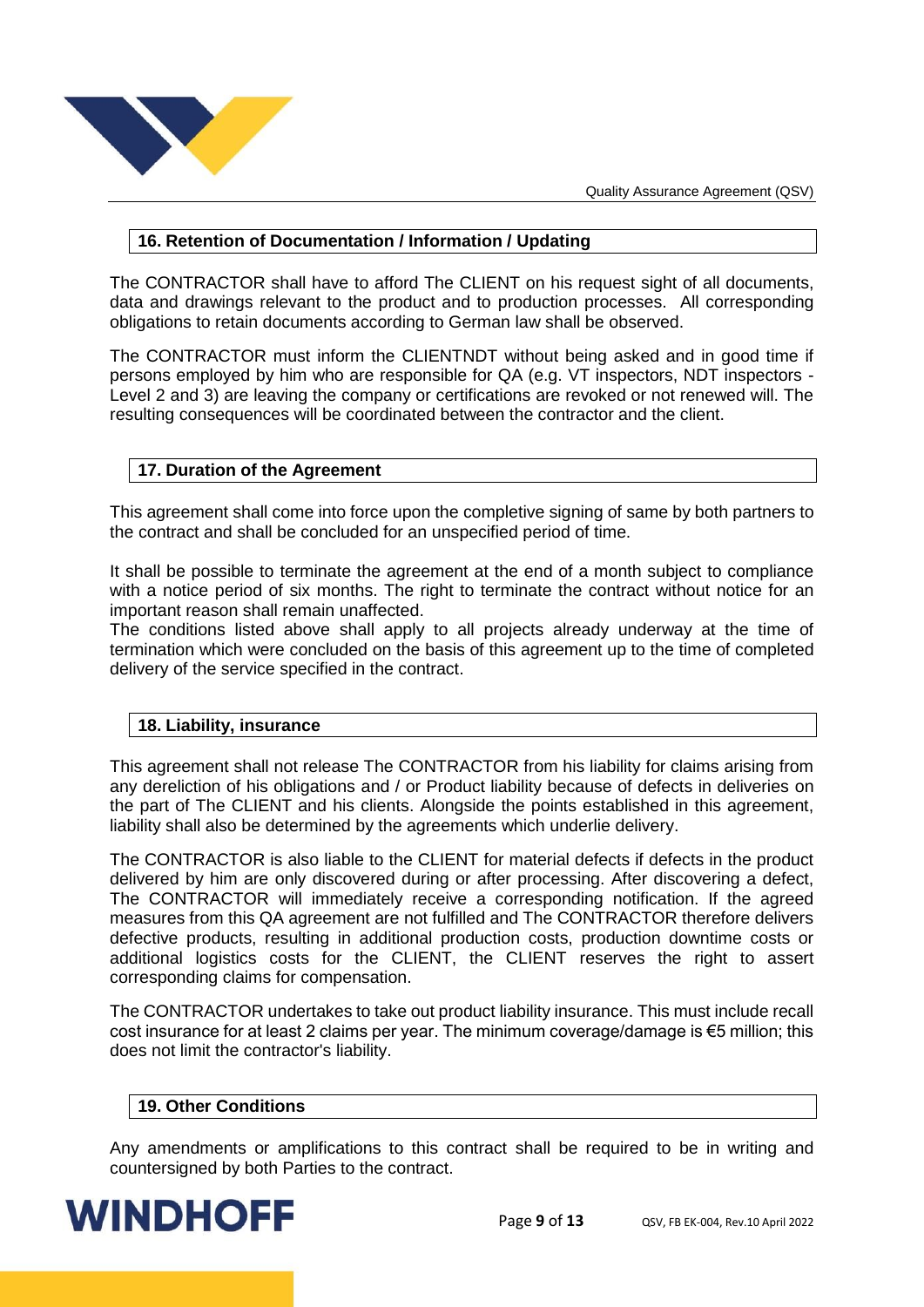## 16. Retention of Documentation / Information / Updating

The CONTRACTOR shall have to afford The CLIENT on his request sight of all documents, data and drawings relevant to the product and to production processes. All corresponding obligations to retain documents according to German law shall be observed.

The CONTRACTOR must inform the CLIENTNDT without being asked and in good time if persons employed by him who are responsible for QA (e.g. VT inspectors, NDT inspectors - Level 2 and 3) are leaving the company or certifications are revoked or not renewed will. The resulting consequences will be coordinated between the contractor and the client.

## 17. Duration of the Agreement

This agreement shall come into force upon the completive signing of same by both partners to the contract and shall be concluded for an unspecified period of time.

It shall be possible to terminate the agreement at the end of a month subject to compliance with a notice period of six months. The right to terminate the contract without notice for an important reason shall remain unaffected.
The conditions listed above shall apply to all projects already underway at the time of termination which were concluded on the basis of this agreement up to the time of completed delivery of the service specified in the contract.

## 18. Liability, insurance

This agreement shall not release The CONTRACTOR from his liability for claims arising from any dereliction of his obligations and / or Product liability because of defects in deliveries on the part of The CLIENT and his clients. Alongside the points established in this agreement, liability shall also be determined by the agreements which underlie delivery.

The CONTRACTOR is also liable to the CLIENT for material defects if defects in the product delivered by him are only discovered during or after processing. After discovering a defect, The CONTRACTOR will immediately receive a corresponding notification. If the agreed measures from this QA agreement are not fulfilled and The CONTRACTOR therefore delivers defective products, resulting in additional production costs, production downtime costs or additional logistics costs for the CLIENT, the CLIENT reserves the right to assert corresponding claims for compensation.

The CONTRACTOR undertakes to take out product liability insurance. This must include recall cost insurance for at least 2 claims per year. The minimum coverage/damage is €5 million; this does not limit the contractor's liability.

## 19. Other Conditions

Any amendments or amplifications to this contract shall be required to be in writing and countersigned by both Parties to the contract.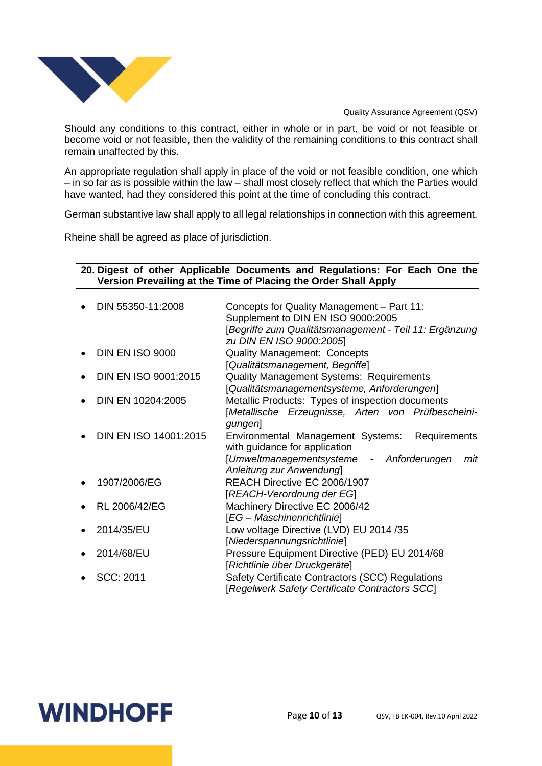Should any conditions to this contract, either in whole or in part, be void or not feasible or become void or not feasible, then the validity of the remaining conditions to this contract shall remain unaffected by this.

An appropriate regulation shall apply in place of the void or not feasible condition, one which – in so far as is possible within the law – shall most closely reflect that which the Parties would have wanted, had they considered this point at the time of concluding this contract.

German substantive law shall apply to all legal relationships in connection with this agreement.

Rheine shall be agreed as place of jurisdiction.

## 20. Digest of other Applicable Documents and Regulations: For Each One the Version Prevailing at the Time of Placing the Order Shall Apply

- DIN 55350-11:2008 — Concepts for Quality Management – Part 11: Supplement to DIN EN ISO 9000:2005 [*Begriffe zum Qualitätsmanagement - Teil 11: Ergänzung zu DIN EN ISO 9000:2005*]
- DIN EN ISO 9000 — Quality Management: Concepts [*Qualitätsmanagement, Begriffe*]
- DIN EN ISO 9001:2015 — Quality Management Systems: Requirements [*Qualitätsmanagementsysteme, Anforderungen*]
- DIN EN 10204:2005 — Metallic Products: Types of inspection documents [*Metallische Erzeugnisse, Arten von Prüfbescheinigungen*]
- DIN EN ISO 14001:2015 — Environmental Management Systems: Requirements with guidance for application [*Umweltmanagementsysteme - Anforderungen mit Anleitung zur Anwendung*]
- 1907/2006/EG — REACH Directive EC 2006/1907 [*REACH-Verordnung der EG*]
- RL 2006/42/EG — Machinery Directive EC 2006/42 [*EG – Maschinenrichtlinie*]
- 2014/35/EU — Low voltage Directive (LVD) EU 2014 /35 [*Niederspannungsrichtlinie*]
- 2014/68/EU — Pressure Equipment Directive (PED) EU 2014/68 [*Richtlinie über Druckgeräte*]
- SCC: 2011 — Safety Certificate Contractors (SCC) Regulations [*Regelwerk Safety Certificate Contractors SCC*]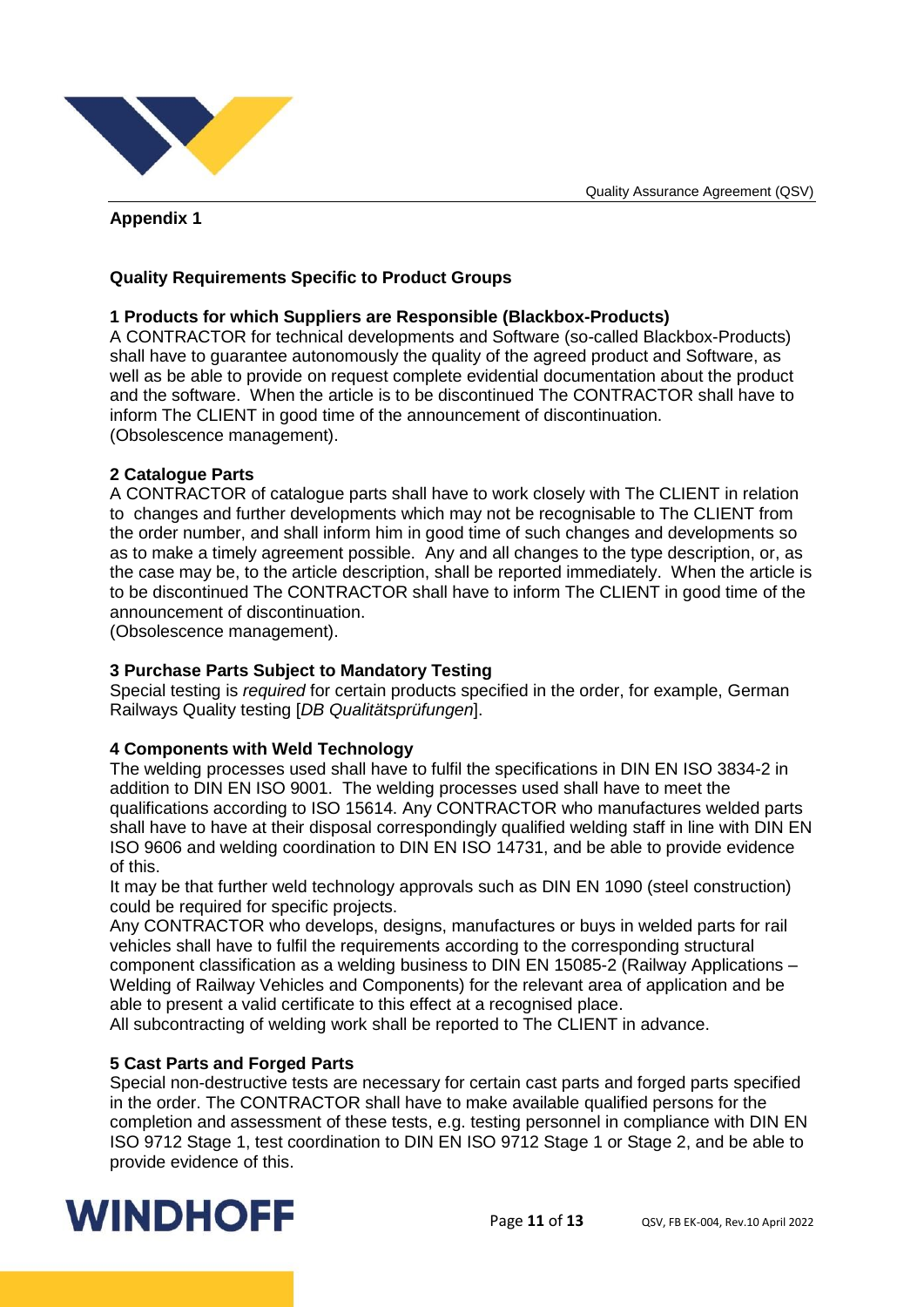**Appendix 1**

## Quality Requirements Specific to Product Groups

### 1 Products for which Suppliers are Responsible (Blackbox-Products)

A CONTRACTOR for technical developments and Software (so-called Blackbox-Products) shall have to guarantee autonomously the quality of the agreed product and Software, as well as be able to provide on request complete evidential documentation about the product and the software. When the article is to be discontinued The CONTRACTOR shall have to inform The CLIENT in good time of the announcement of discontinuation. (Obsolescence management).

### 2 Catalogue Parts

A CONTRACTOR of catalogue parts shall have to work closely with The CLIENT in relation to changes and further developments which may not be recognisable to The CLIENT from the order number, and shall inform him in good time of such changes and developments so as to make a timely agreement possible. Any and all changes to the type description, or, as the case may be, to the article description, shall be reported immediately. When the article is to be discontinued The CONTRACTOR shall have to inform The CLIENT in good time of the announcement of discontinuation.
(Obsolescence management).

### 3 Purchase Parts Subject to Mandatory Testing

Special testing is *required* for certain products specified in the order, for example, German Railways Quality testing [*DB Qualitätsprüfungen*].

### 4 Components with Weld Technology

The welding processes used shall have to fulfil the specifications in DIN EN ISO 3834-2 in addition to DIN EN ISO 9001. The welding processes used shall have to meet the qualifications according to ISO 15614. Any CONTRACTOR who manufactures welded parts shall have to have at their disposal correspondingly qualified welding staff in line with DIN EN ISO 9606 and welding coordination to DIN EN ISO 14731, and be able to provide evidence of this.

It may be that further weld technology approvals such as DIN EN 1090 (steel construction) could be required for specific projects.

Any CONTRACTOR who develops, designs, manufactures or buys in welded parts for rail vehicles shall have to fulfil the requirements according to the corresponding structural component classification as a welding business to DIN EN 15085-2 (Railway Applications – Welding of Railway Vehicles and Components) for the relevant area of application and be able to present a valid certificate to this effect at a recognised place.

All subcontracting of welding work shall be reported to The CLIENT in advance.

### 5 Cast Parts and Forged Parts

Special non-destructive tests are necessary for certain cast parts and forged parts specified in the order. The CONTRACTOR shall have to make available qualified persons for the completion and assessment of these tests, e.g. testing personnel in compliance with DIN EN ISO 9712 Stage 1, test coordination to DIN EN ISO 9712 Stage 1 or Stage 2, and be able to provide evidence of this.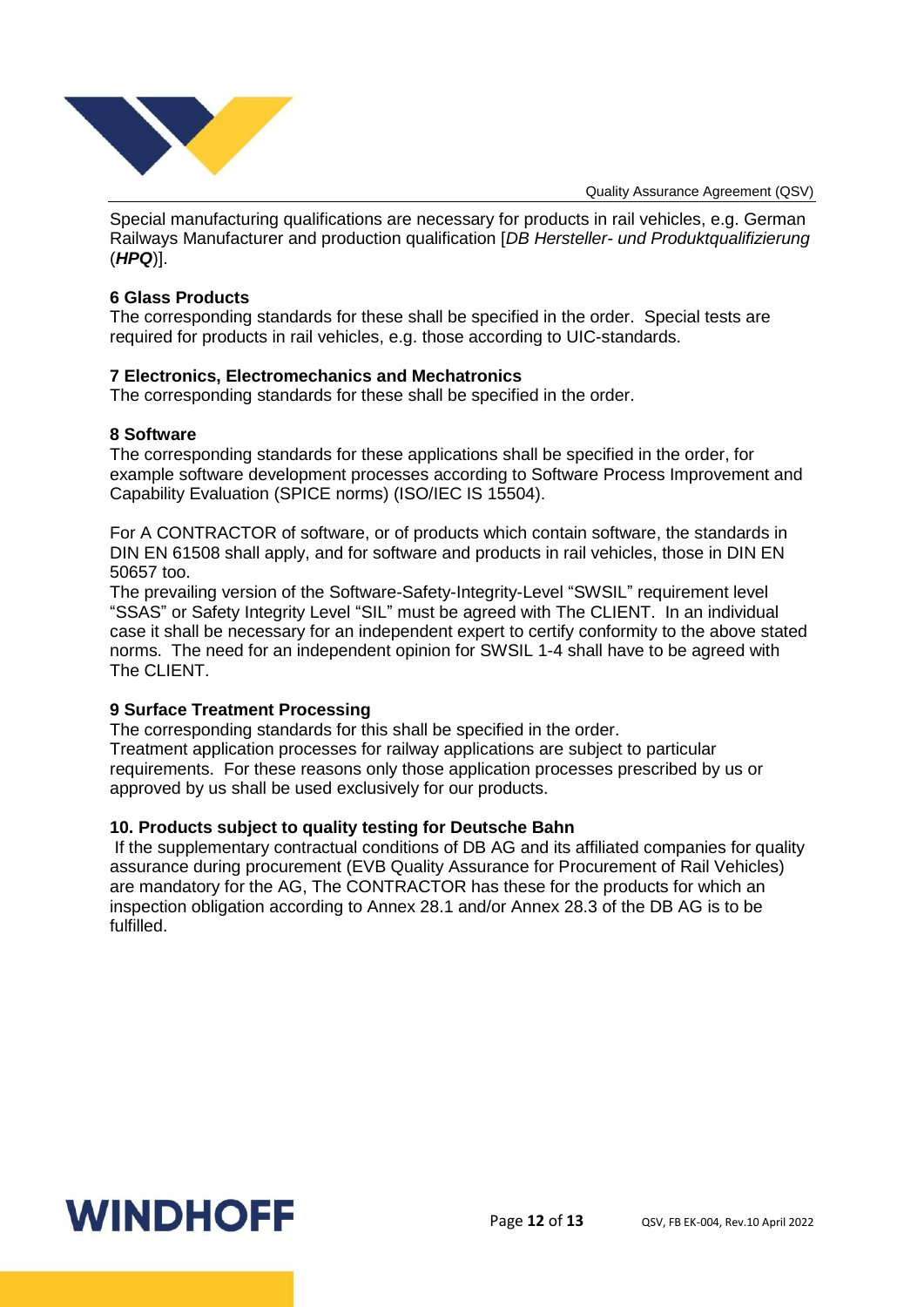Special manufacturing qualifications are necessary for products in rail vehicles, e.g. German Railways Manufacturer and production qualification [*DB Hersteller- und Produktqualifizierung* (***HPQ***)].

**6 Glass Products**

The corresponding standards for these shall be specified in the order. Special tests are required for products in rail vehicles, e.g. those according to UIC-standards.

**7 Electronics, Electromechanics and Mechatronics**

The corresponding standards for these shall be specified in the order.

**8 Software**

The corresponding standards for these applications shall be specified in the order, for example software development processes according to Software Process Improvement and Capability Evaluation (SPICE norms) (ISO/IEC IS 15504).

For A CONTRACTOR of software, or of products which contain software, the standards in DIN EN 61508 shall apply, and for software and products in rail vehicles, those in DIN EN 50657 too.

The prevailing version of the Software-Safety-Integrity-Level "SWSIL" requirement level "SSAS" or Safety Integrity Level "SIL" must be agreed with The CLIENT. In an individual case it shall be necessary for an independent expert to certify conformity to the above stated norms. The need for an independent opinion for SWSIL 1-4 shall have to be agreed with The CLIENT.

**9 Surface Treatment Processing**

The corresponding standards for this shall be specified in the order.
Treatment application processes for railway applications are subject to particular requirements. For these reasons only those application processes prescribed by us or approved by us shall be used exclusively for our products.

**10. Products subject to quality testing for Deutsche Bahn**

If the supplementary contractual conditions of DB AG and its affiliated companies for quality assurance during procurement (EVB Quality Assurance for Procurement of Rail Vehicles) are mandatory for the AG, The CONTRACTOR has these for the products for which an inspection obligation according to Annex 28.1 and/or Annex 28.3 of the DB AG is to be fulfilled.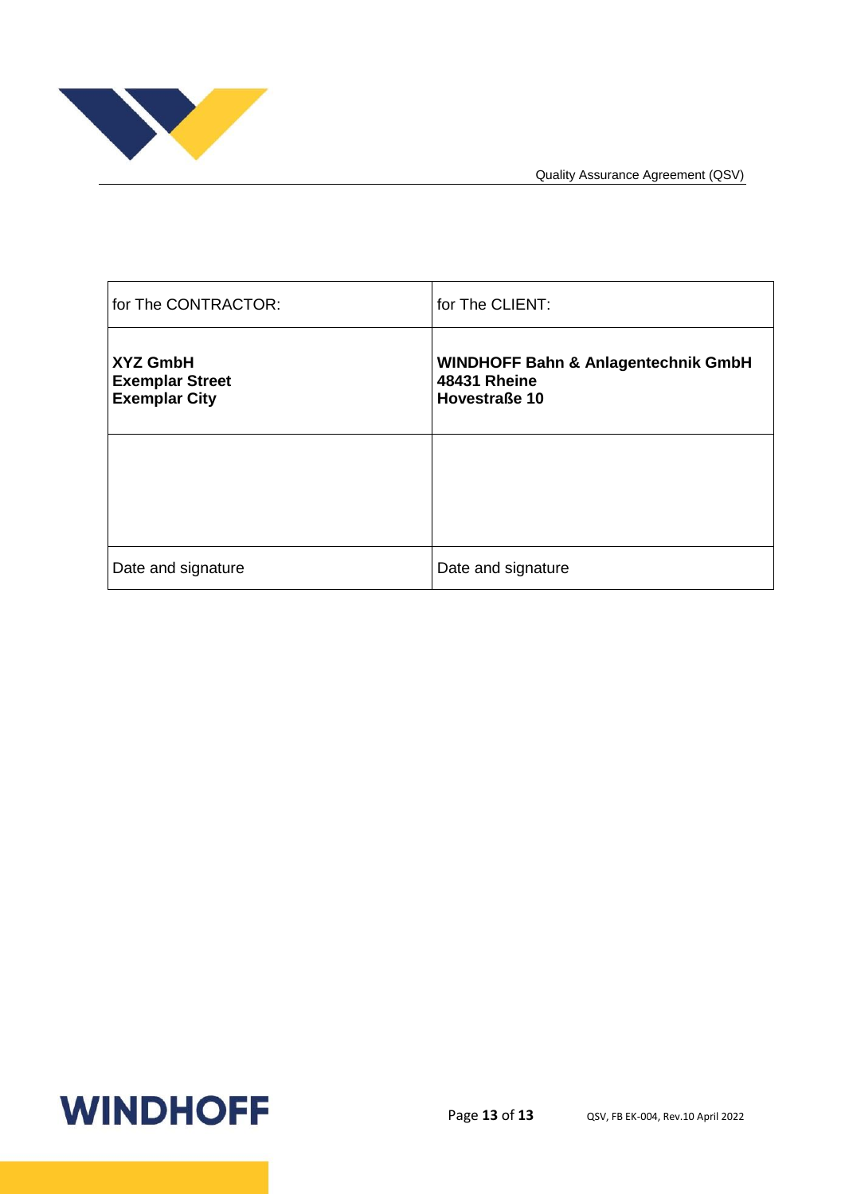| for The CONTRACTOR: | for The CLIENT: |
|---|---|
| **XYZ GmbH**<br>**Exemplar Street**<br>**Exemplar City** | **WINDHOFF Bahn & Anlagentechnik GmbH**<br>**48431 Rheine**<br>**Hovestraße 10** |
| | |
| Date and signature | Date and signature |